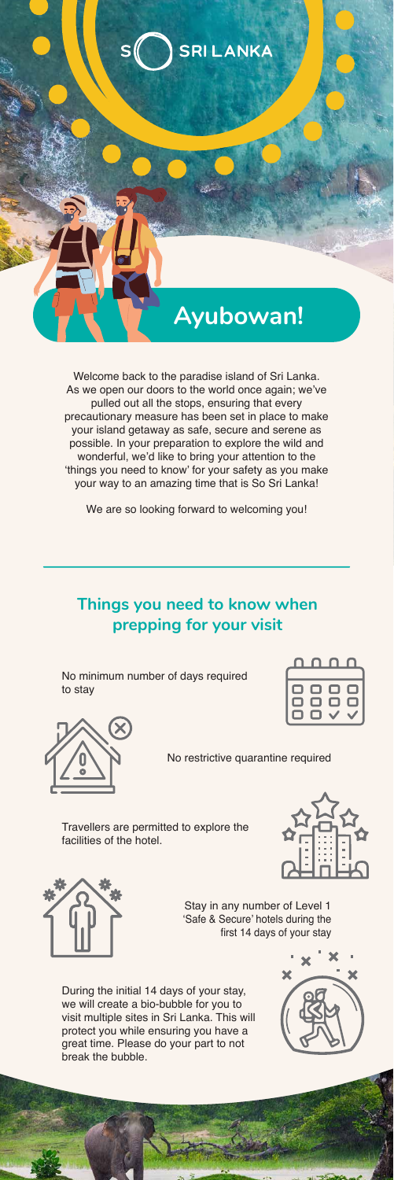SO SRI LANKA

# Ayubowan!

Welcome back to the paradise island of Sri Lanka. As we open our doors to the world once again; we've pulled out all the stops, ensuring that every precautionary measure has been set in place to make your island getaway as safe, secure and serene as possible. In your preparation to explore the wild and wonderful, we'd like to bring your attention to the 'things you need to know' for your safety as you make your way to an amazing time that is So Sri Lanka!

We are so looking forward to welcoming you!

## Things you need to know when prepping for your visit

No minimum number of days required to stay

No restrictive quarantine required

Travellers are permitted to explore the facilities of the hotel.

Stay in any number of Level 1 'Safe & Secure' hotels during the first 14 days of your stay

During the initial 14 days of your stay, we will create a bio-bubble for you to visit multiple sites in Sri Lanka. This will protect you while ensuring you have a great time. Please do your part to not break the bubble.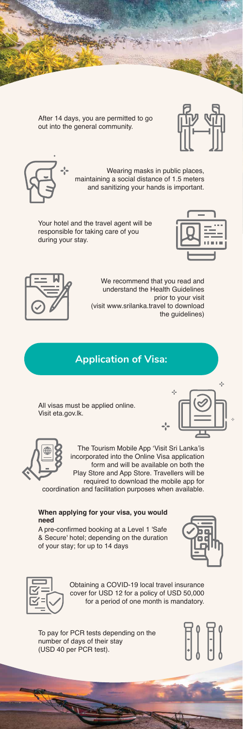After 14 days, you are permitted to go out into the general community.

Wearing masks in public places, maintaining a social distance of 1.5 meters and sanitizing your hands is important.

Your hotel and the travel agent will be responsible for taking care of you during your stay.

We recommend that you read and understand the Health Guidelines prior to your visit (visit www.srilanka.travel to download the guidelines)

## Application of Visa:

All visas must be applied online. Visit eta.gov.lk.

The Tourism Mobile App 'Visit Sri Lanka'is incorporated into the Online Visa application form and will be available on both the Play Store and App Store. Travellers will be required to download the mobile app for coordination and facilitation purposes when available.

**When applying for your visa, you would need**

A pre-confirmed booking at a Level 1 'Safe & Secure' hotel; depending on the duration of your stay; for up to 14 days

Obtaining a COVID-19 local travel insurance cover for USD 12 for a policy of USD 50,000 for a period of one month is mandatory.

To pay for PCR tests depending on the number of days of their stay (USD 40 per PCR test).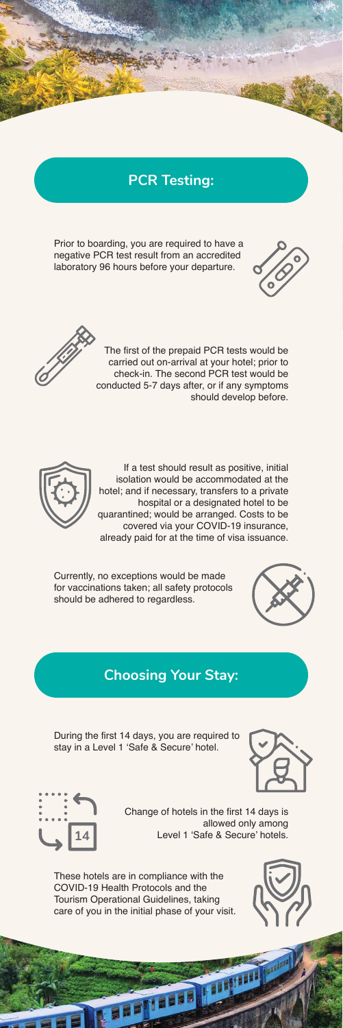## PCR Testing:

Prior to boarding, you are required to have a negative PCR test result from an accredited laboratory 96 hours before your departure.

The first of the prepaid PCR tests would be carried out on-arrival at your hotel; prior to check-in. The second PCR test would be conducted 5-7 days after, or if any symptoms should develop before.

If a test should result as positive, initial isolation would be accommodated at the hotel; and if necessary, transfers to a private hospital or a designated hotel to be quarantined; would be arranged. Costs to be covered via your COVID-19 insurance, already paid for at the time of visa issuance.

Currently, no exceptions would be made for vaccinations taken; all safety protocols should be adhered to regardless.

## Choosing Your Stay:

During the first 14 days, you are required to stay in a Level 1 'Safe & Secure' hotel.

Change of hotels in the first 14 days is allowed only among Level 1 'Safe & Secure' hotels.

These hotels are in compliance with the COVID-19 Health Protocols and the Tourism Operational Guidelines, taking care of you in the initial phase of your visit.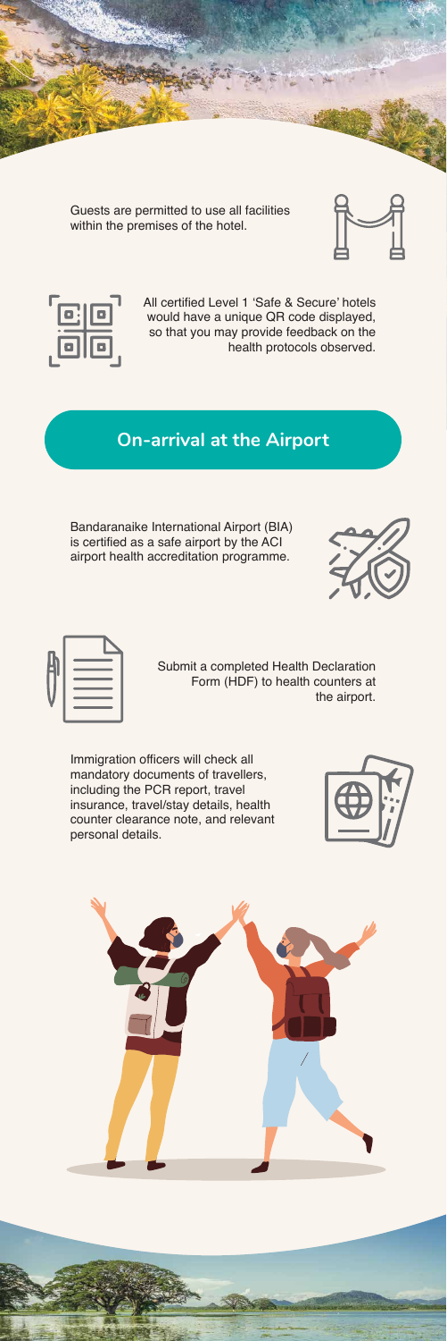Guests are permitted to use all facilities within the premises of the hotel.

All certified Level 1 'Safe & Secure' hotels would have a unique QR code displayed, so that you may provide feedback on the health protocols observed.

## On-arrival at the Airport

Bandaranaike International Airport (BIA) is certified as a safe airport by the ACI airport health accreditation programme.

Submit a completed Health Declaration Form (HDF) to health counters at the airport.

Immigration officers will check all mandatory documents of travellers, including the PCR report, travel insurance, travel/stay details, health counter clearance note, and relevant personal details.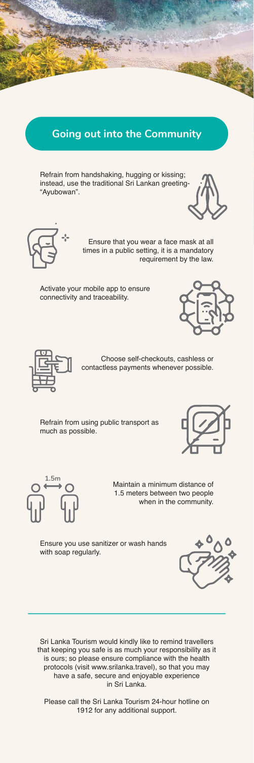## Going out into the Community

Refrain from handshaking, hugging or kissing; instead, use the traditional Sri Lankan greeting- "Ayubowan".

Ensure that you wear a face mask at all times in a public setting, it is a mandatory requirement by the law.

Activate your mobile app to ensure connectivity and traceability.

Choose self-checkouts, cashless or contactless payments whenever possible.

Refrain from using public transport as much as possible.

Maintain a minimum distance of 1.5 meters between two people when in the community.

Ensure you use sanitizer or wash hands with soap regularly.

---

Sri Lanka Tourism would kindly like to remind travellers that keeping you safe is as much your responsibility as it is ours; so please ensure compliance with the health protocols (visit www.srilanka.travel), so that you may have a safe, secure and enjoyable experience in Sri Lanka.

Please call the Sri Lanka Tourism 24-hour hotline on 1912 for any additional support.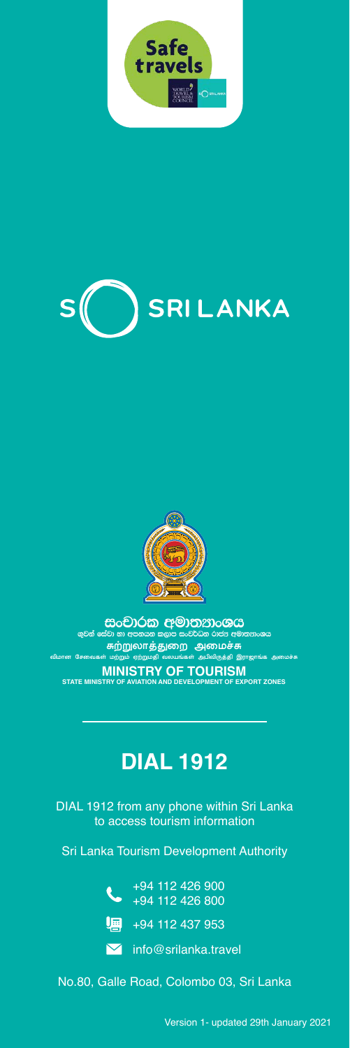Safe travels

WORLD TRAVEL & TOURISM COUNCIL

SRI LANKA

සංචාරක අමාත්‍යාංශය
ගුවන් සේවා හා අපනයන කලාප සංවර්ධන රාජ්‍ය අමාත්‍යාංශය
சுற்றுலாத்துறை அமைச்சு
விமான சேவைகள் மற்றும் ஏற்றுமதி வலயங்கள் அபிவிருத்தி இராஜாங்க அமைச்சு

**MINISTRY OF TOURISM**
**STATE MINISTRY OF AVIATION AND DEVELOPMENT OF EXPORT ZONES**

# DIAL 1912

DIAL 1912 from any phone within Sri Lanka to access tourism information

Sri Lanka Tourism Development Authority

+94 112 426 900
+94 112 426 800

+94 112 437 953

info@srilanka.travel

No.80, Galle Road, Colombo 03, Sri Lanka

Version 1- updated 29th January 2021